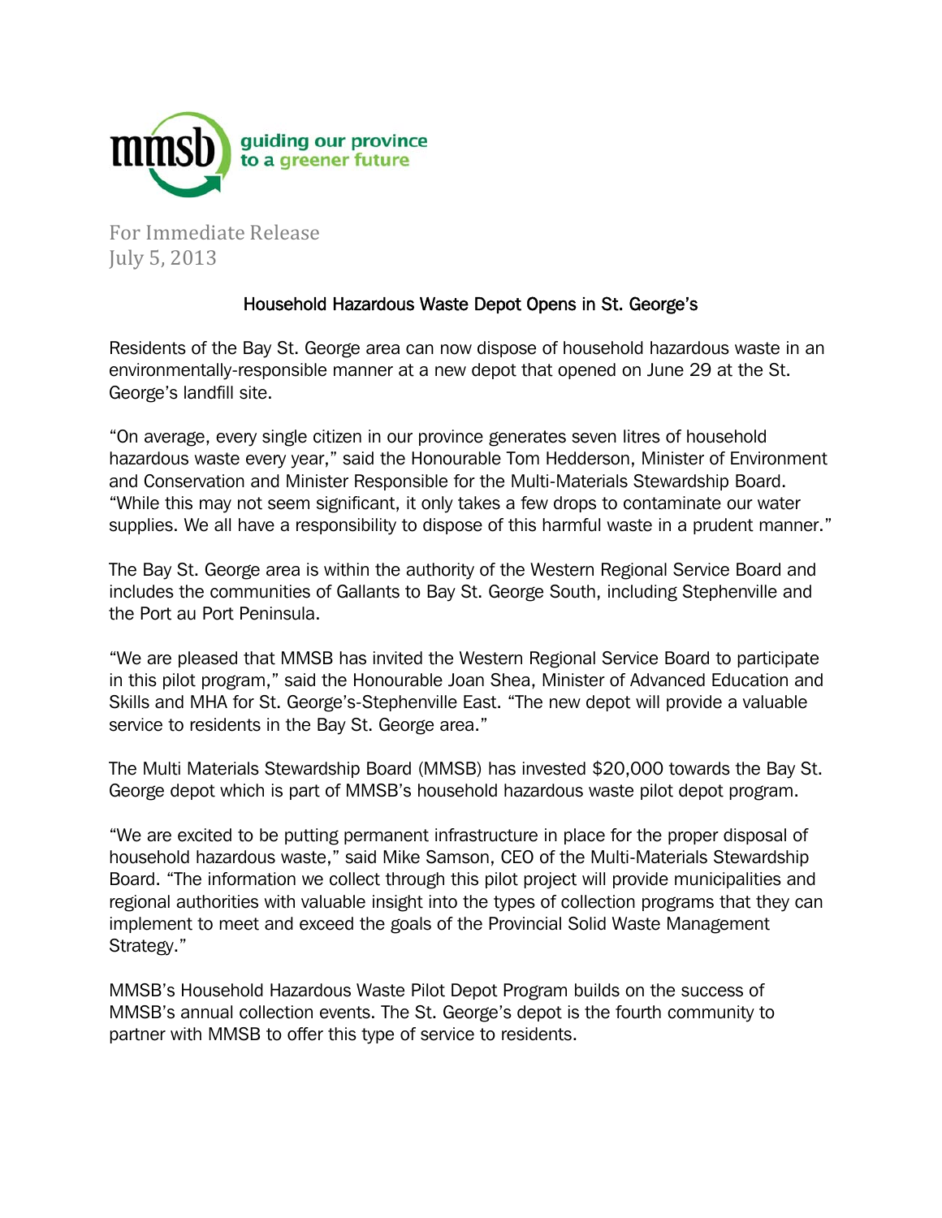mmsb guiding our province to a greener future

For Immediate Release
July 5, 2013

## Household Hazardous Waste Depot Opens in St. George's

Residents of the Bay St. George area can now dispose of household hazardous waste in an environmentally-responsible manner at a new depot that opened on June 29 at the St. George's landfill site.

"On average, every single citizen in our province generates seven litres of household hazardous waste every year," said the Honourable Tom Hedderson, Minister of Environment and Conservation and Minister Responsible for the Multi-Materials Stewardship Board. "While this may not seem significant, it only takes a few drops to contaminate our water supplies. We all have a responsibility to dispose of this harmful waste in a prudent manner."

The Bay St. George area is within the authority of the Western Regional Service Board and includes the communities of Gallants to Bay St. George South, including Stephenville and the Port au Port Peninsula.

"We are pleased that MMSB has invited the Western Regional Service Board to participate in this pilot program," said the Honourable Joan Shea, Minister of Advanced Education and Skills and MHA for St. George's-Stephenville East. "The new depot will provide a valuable service to residents in the Bay St. George area."

The Multi Materials Stewardship Board (MMSB) has invested $20,000 towards the Bay St. George depot which is part of MMSB's household hazardous waste pilot depot program.

"We are excited to be putting permanent infrastructure in place for the proper disposal of household hazardous waste," said Mike Samson, CEO of the Multi-Materials Stewardship Board. "The information we collect through this pilot project will provide municipalities and regional authorities with valuable insight into the types of collection programs that they can implement to meet and exceed the goals of the Provincial Solid Waste Management Strategy."

MMSB's Household Hazardous Waste Pilot Depot Program builds on the success of MMSB's annual collection events. The St. George's depot is the fourth community to partner with MMSB to offer this type of service to residents.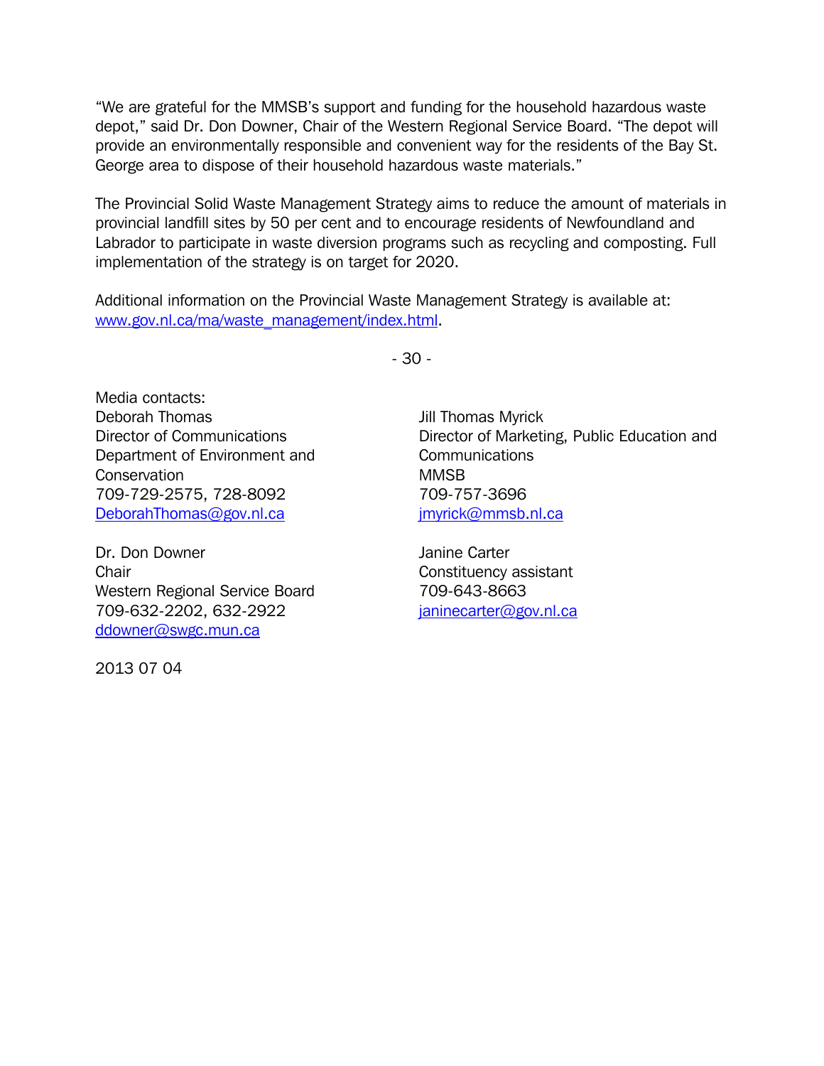"We are grateful for the MMSB's support and funding for the household hazardous waste depot," said Dr. Don Downer, Chair of the Western Regional Service Board. "The depot will provide an environmentally responsible and convenient way for the residents of the Bay St. George area to dispose of their household hazardous waste materials."

The Provincial Solid Waste Management Strategy aims to reduce the amount of materials in provincial landfill sites by 50 per cent and to encourage residents of Newfoundland and Labrador to participate in waste diversion programs such as recycling and composting. Full implementation of the strategy is on target for 2020.

Additional information on the Provincial Waste Management Strategy is available at: www.gov.nl.ca/ma/waste_management/index.html.

- 30 -

Media contacts:

Deborah Thomas
Director of Communications
Department of Environment and Conservation
709-729-2575, 728-8092
DeborahThomas@gov.nl.ca

Jill Thomas Myrick
Director of Marketing, Public Education and Communications
MMSB
709-757-3696
jmyrick@mmsb.nl.ca

Dr. Don Downer
Chair
Western Regional Service Board
709-632-2202, 632-2922
ddowner@swgc.mun.ca

Janine Carter
Constituency assistant
709-643-8663
janinecarter@gov.nl.ca

2013 07 04